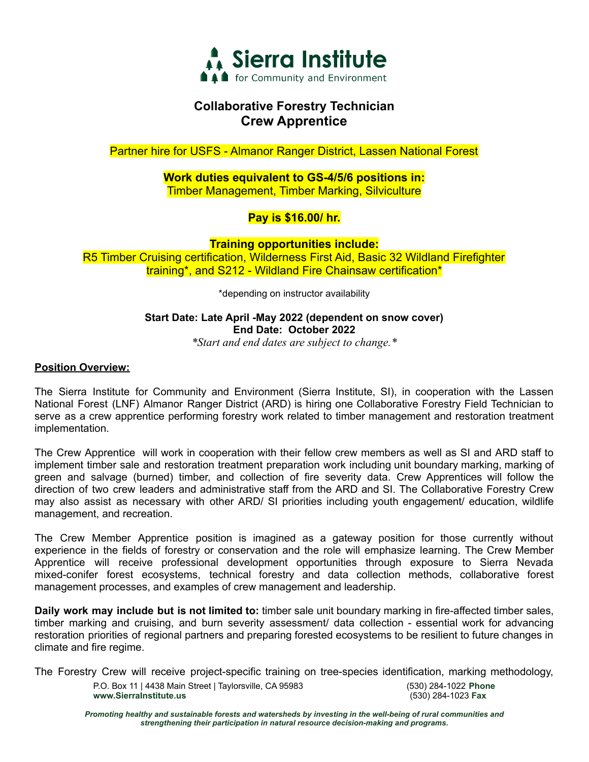# Sierra Institute
for Community and Environment

## Collaborative Forestry Technician
## Crew Apprentice

Partner hire for USFS - Almanor Ranger District, Lassen National Forest

**Work duties equivalent to GS-4/5/6 positions in:**
Timber Management, Timber Marking, Silviculture

**Pay is $16.00/ hr.**

**Training opportunities include:**
R5 Timber Cruising certification, Wilderness First Aid, Basic 32 Wildland Firefighter training*, and S212 - Wildland Fire Chainsaw certification*

*depending on instructor availability

**Start Date: Late April -May 2022 (dependent on snow cover)**
**End Date: October 2022**
*\*Start and end dates are subject to change.\**

**Position Overview:**

The Sierra Institute for Community and Environment (Sierra Institute, SI), in cooperation with the Lassen National Forest (LNF) Almanor Ranger District (ARD) is hiring one Collaborative Forestry Field Technician to serve as a crew apprentice performing forestry work related to timber management and restoration treatment implementation.

The Crew Apprentice will work in cooperation with their fellow crew members as well as SI and ARD staff to implement timber sale and restoration treatment preparation work including unit boundary marking, marking of green and salvage (burned) timber, and collection of fire severity data. Crew Apprentices will follow the direction of two crew leaders and administrative staff from the ARD and SI. The Collaborative Forestry Crew may also assist as necessary with other ARD/ SI priorities including youth engagement/ education, wildlife management, and recreation.

The Crew Member Apprentice position is imagined as a gateway position for those currently without experience in the fields of forestry or conservation and the role will emphasize learning. The Crew Member Apprentice will receive professional development opportunities through exposure to Sierra Nevada mixed-conifer forest ecosystems, technical forestry and data collection methods, collaborative forest management processes, and examples of crew management and leadership.

**Daily work may include but is not limited to:** timber sale unit boundary marking in fire-affected timber sales, timber marking and cruising, and burn severity assessment/ data collection - essential work for advancing restoration priorities of regional partners and preparing forested ecosystems to be resilient to future changes in climate and fire regime.

The Forestry Crew will receive project-specific training on tree-species identification, marking methodology,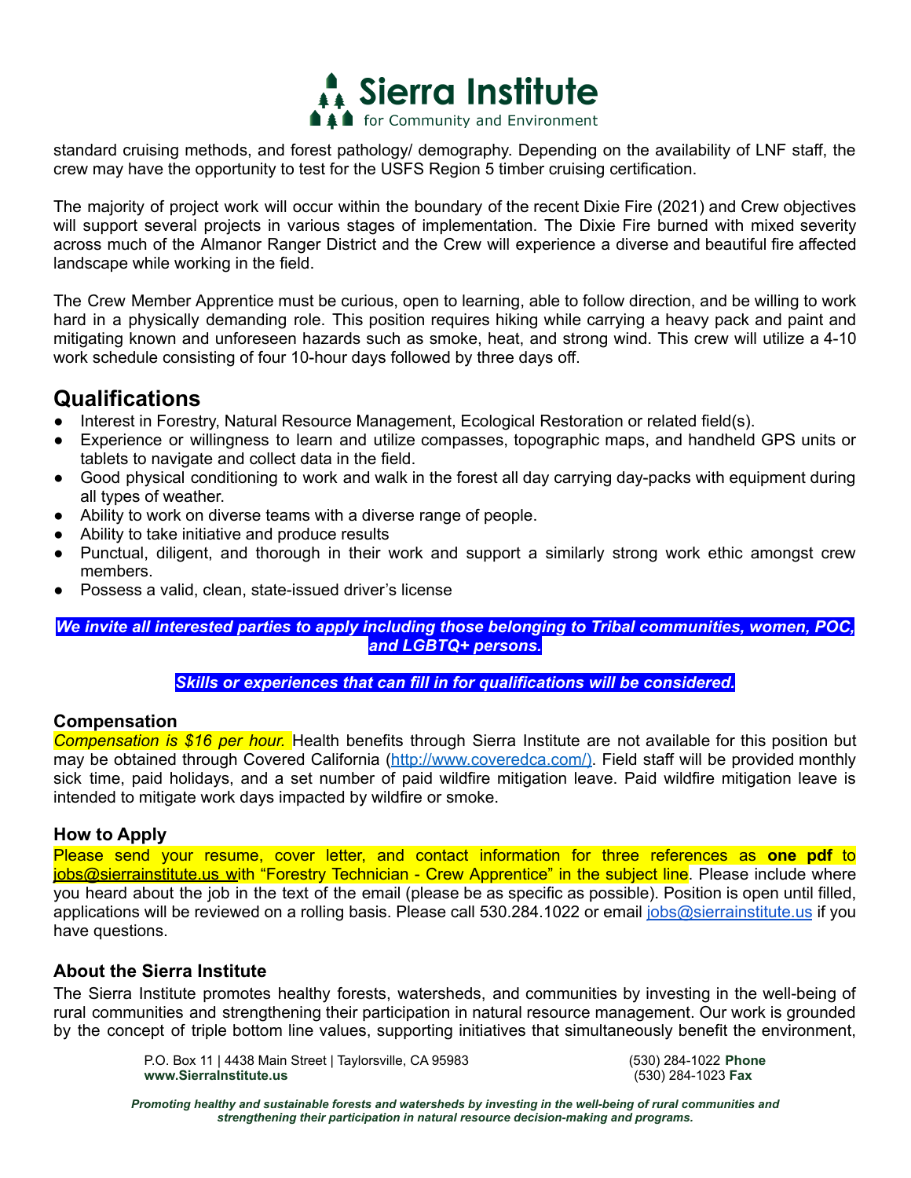standard cruising methods, and forest pathology/ demography. Depending on the availability of LNF staff, the crew may have the opportunity to test for the USFS Region 5 timber cruising certification.

The majority of project work will occur within the boundary of the recent Dixie Fire (2021) and Crew objectives will support several projects in various stages of implementation. The Dixie Fire burned with mixed severity across much of the Almanor Ranger District and the Crew will experience a diverse and beautiful fire affected landscape while working in the field.

The Crew Member Apprentice must be curious, open to learning, able to follow direction, and be willing to work hard in a physically demanding role. This position requires hiking while carrying a heavy pack and paint and mitigating known and unforeseen hazards such as smoke, heat, and strong wind. This crew will utilize a 4-10 work schedule consisting of four 10-hour days followed by three days off.

## Qualifications

- Interest in Forestry, Natural Resource Management, Ecological Restoration or related field(s).
- Experience or willingness to learn and utilize compasses, topographic maps, and handheld GPS units or tablets to navigate and collect data in the field.
- Good physical conditioning to work and walk in the forest all day carrying day-packs with equipment during all types of weather.
- Ability to work on diverse teams with a diverse range of people.
- Ability to take initiative and produce results
- Punctual, diligent, and thorough in their work and support a similarly strong work ethic amongst crew members.
- Possess a valid, clean, state-issued driver's license

***We invite all interested parties to apply including those belonging to Tribal communities, women, POC, and LGBTQ+ persons.***

***Skills or experiences that can fill in for qualifications will be considered.***

### Compensation

*Compensation is $16 per hour.* Health benefits through Sierra Institute are not available for this position but may be obtained through Covered California (http://www.coveredca.com/). Field staff will be provided monthly sick time, paid holidays, and a set number of paid wildfire mitigation leave. Paid wildfire mitigation leave is intended to mitigate work days impacted by wildfire or smoke.

### How to Apply

Please send your resume, cover letter, and contact information for three references as **one pdf** to jobs@sierrainstitute.us with "Forestry Technician - Crew Apprentice" in the subject line. Please include where you heard about the job in the text of the email (please be as specific as possible). Position is open until filled, applications will be reviewed on a rolling basis. Please call 530.284.1022 or email jobs@sierrainstitute.us if you have questions.

### About the Sierra Institute

The Sierra Institute promotes healthy forests, watersheds, and communities by investing in the well-being of rural communities and strengthening their participation in natural resource management. Our work is grounded by the concept of triple bottom line values, supporting initiatives that simultaneously benefit the environment,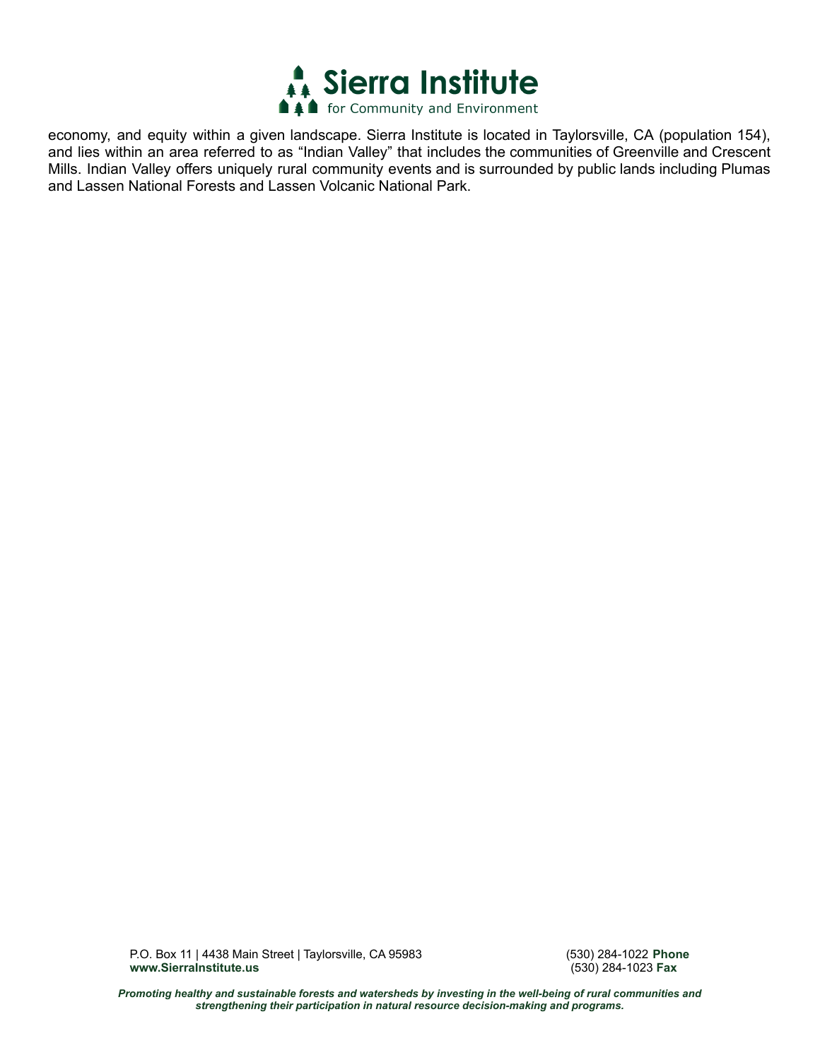economy, and equity within a given landscape. Sierra Institute is located in Taylorsville, CA (population 154), and lies within an area referred to as "Indian Valley" that includes the communities of Greenville and Crescent Mills. Indian Valley offers uniquely rural community events and is surrounded by public lands including Plumas and Lassen National Forests and Lassen Volcanic National Park.